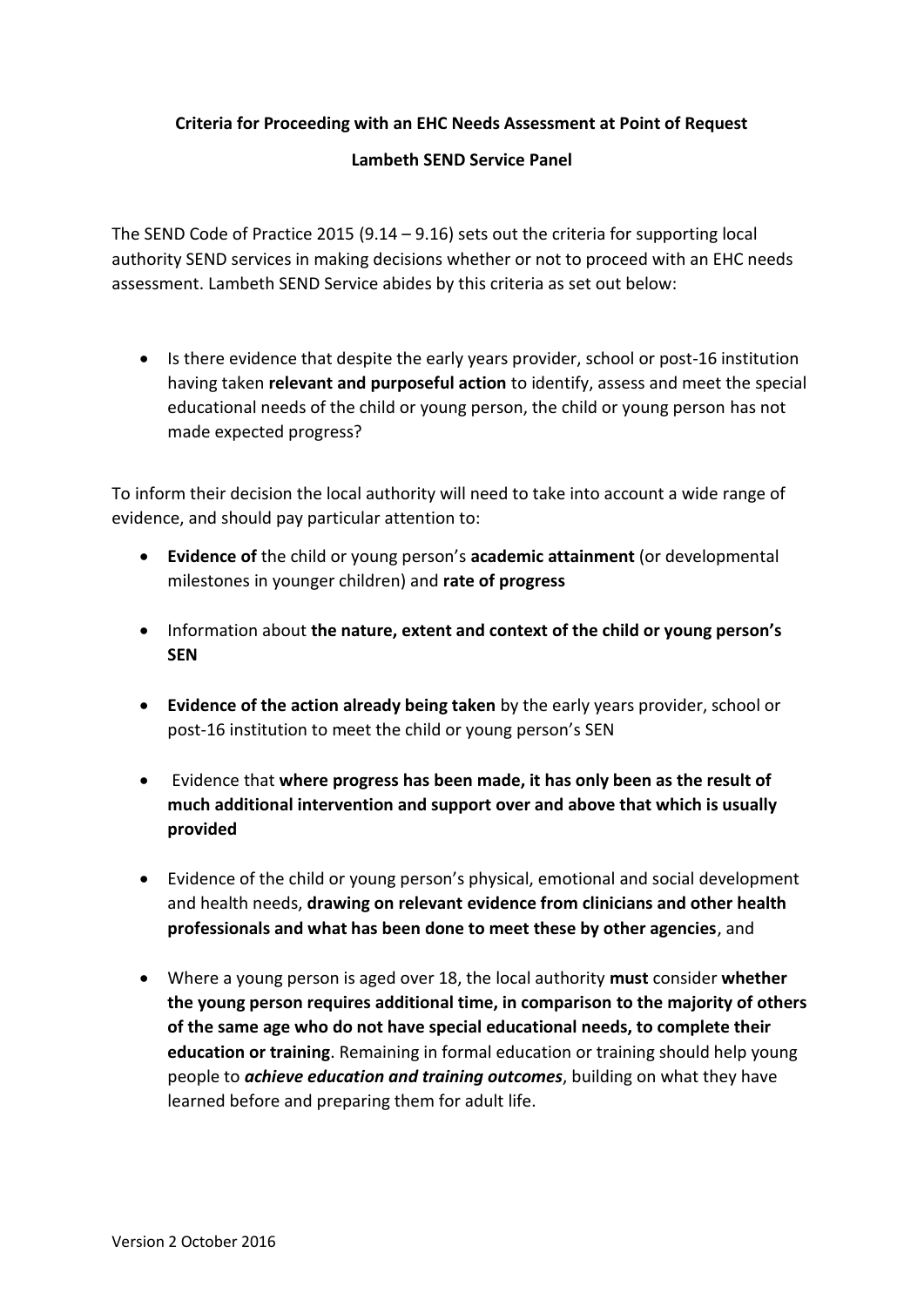**Criteria for Proceeding with an EHC Needs Assessment at Point of Request**

**Lambeth SEND Service Panel**

The SEND Code of Practice 2015 (9.14 – 9.16) sets out the criteria for supporting local authority SEND services in making decisions whether or not to proceed with an EHC needs assessment. Lambeth SEND Service abides by this criteria as set out below:

- Is there evidence that despite the early years provider, school or post-16 institution having taken **relevant and purposeful action** to identify, assess and meet the special educational needs of the child or young person, the child or young person has not made expected progress?

To inform their decision the local authority will need to take into account a wide range of evidence, and should pay particular attention to:

- **Evidence of** the child or young person's **academic attainment** (or developmental milestones in younger children) and **rate of progress**
- Information about **the nature, extent and context of the child or young person's SEN**
- **Evidence of the action already being taken** by the early years provider, school or post-16 institution to meet the child or young person's SEN
- Evidence that **where progress has been made, it has only been as the result of much additional intervention and support over and above that which is usually provided**
- Evidence of the child or young person's physical, emotional and social development and health needs, **drawing on relevant evidence from clinicians and other health professionals and what has been done to meet these by other agencies**, and
- Where a young person is aged over 18, the local authority **must** consider **whether the young person requires additional time, in comparison to the majority of others of the same age who do not have special educational needs, to complete their education or training**. Remaining in formal education or training should help young people to ***achieve education and training outcomes***, building on what they have learned before and preparing them for adult life.

Version 2 October 2016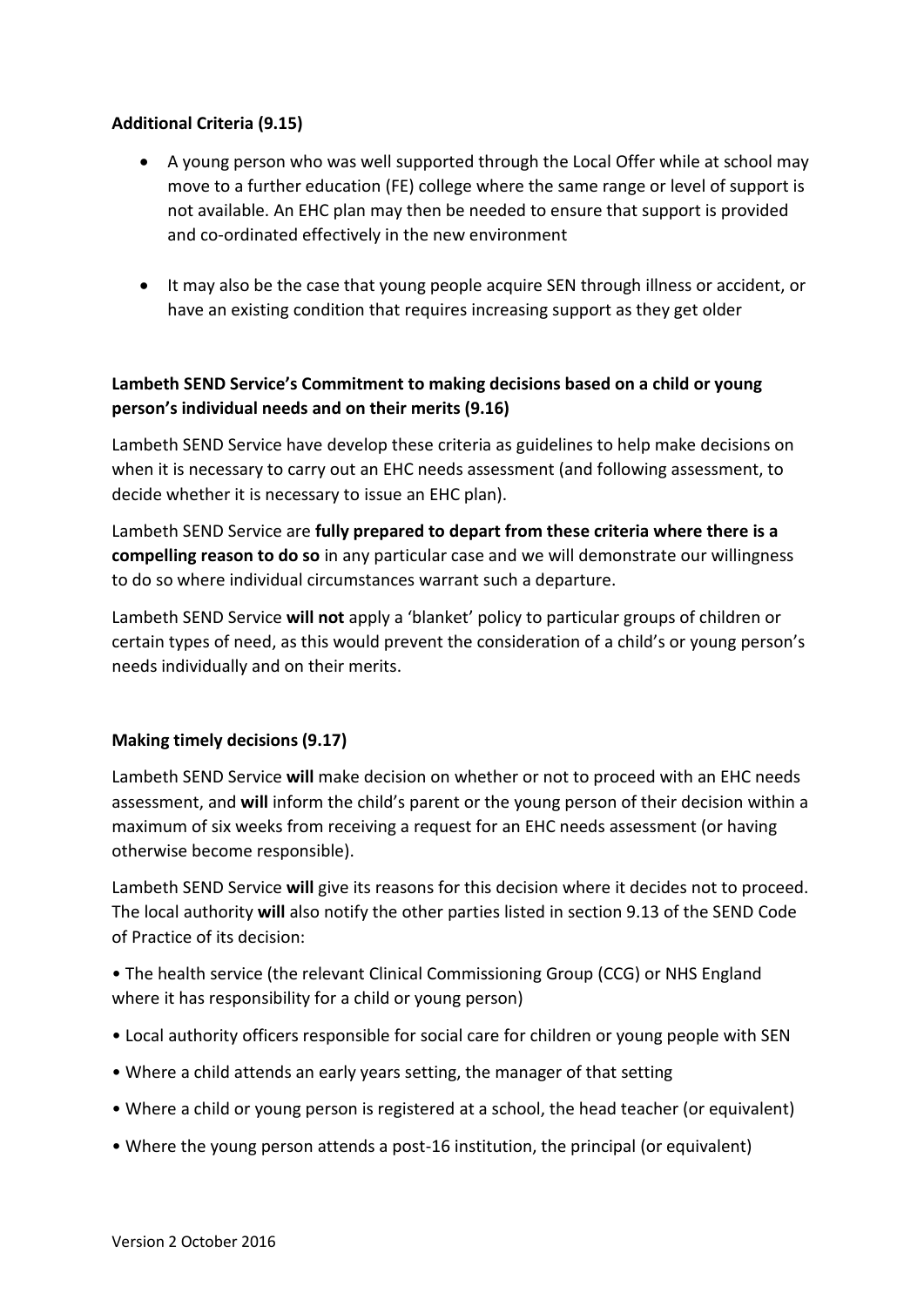**Additional Criteria (9.15)**

- A young person who was well supported through the Local Offer while at school may move to a further education (FE) college where the same range or level of support is not available. An EHC plan may then be needed to ensure that support is provided and co-ordinated effectively in the new environment

- It may also be the case that young people acquire SEN through illness or accident, or have an existing condition that requires increasing support as they get older

**Lambeth SEND Service's Commitment to making decisions based on a child or young person's individual needs and on their merits (9.16)**

Lambeth SEND Service have develop these criteria as guidelines to help make decisions on when it is necessary to carry out an EHC needs assessment (and following assessment, to decide whether it is necessary to issue an EHC plan).

Lambeth SEND Service are **fully prepared to depart from these criteria where there is a compelling reason to do so** in any particular case and we will demonstrate our willingness to do so where individual circumstances warrant such a departure.

Lambeth SEND Service **will not** apply a 'blanket' policy to particular groups of children or certain types of need, as this would prevent the consideration of a child's or young person's needs individually and on their merits.

**Making timely decisions (9.17)**

Lambeth SEND Service **will** make decision on whether or not to proceed with an EHC needs assessment, and **will** inform the child's parent or the young person of their decision within a maximum of six weeks from receiving a request for an EHC needs assessment (or having otherwise become responsible).

Lambeth SEND Service **will** give its reasons for this decision where it decides not to proceed. The local authority **will** also notify the other parties listed in section 9.13 of the SEND Code of Practice of its decision:

• The health service (the relevant Clinical Commissioning Group (CCG) or NHS England where it has responsibility for a child or young person)

• Local authority officers responsible for social care for children or young people with SEN

• Where a child attends an early years setting, the manager of that setting

• Where a child or young person is registered at a school, the head teacher (or equivalent)

• Where the young person attends a post-16 institution, the principal (or equivalent)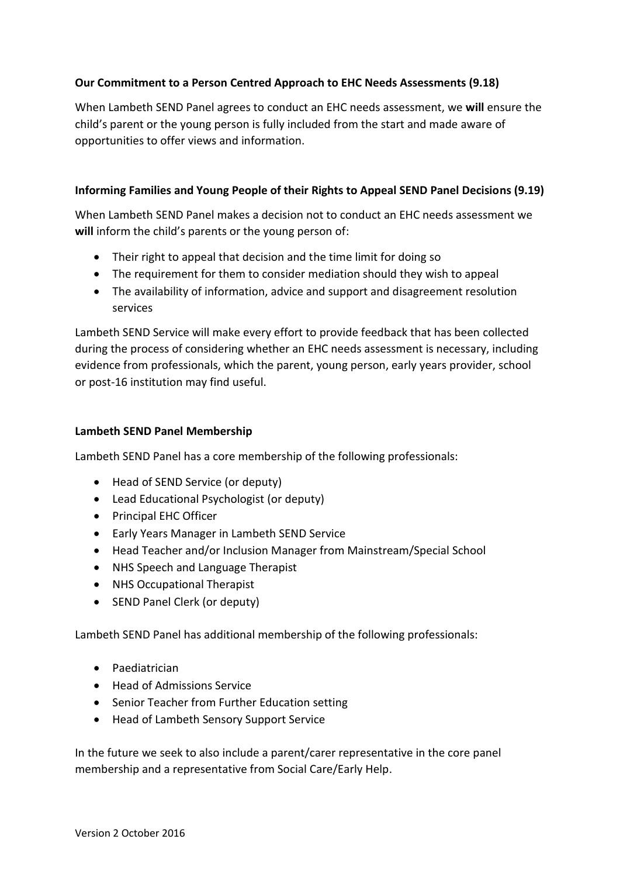**Our Commitment to a Person Centred Approach to EHC Needs Assessments (9.18)**

When Lambeth SEND Panel agrees to conduct an EHC needs assessment, we **will** ensure the child's parent or the young person is fully included from the start and made aware of opportunities to offer views and information.

**Informing Families and Young People of their Rights to Appeal SEND Panel Decisions (9.19)**

When Lambeth SEND Panel makes a decision not to conduct an EHC needs assessment we **will** inform the child's parents or the young person of:

- Their right to appeal that decision and the time limit for doing so
- The requirement for them to consider mediation should they wish to appeal
- The availability of information, advice and support and disagreement resolution services

Lambeth SEND Service will make every effort to provide feedback that has been collected during the process of considering whether an EHC needs assessment is necessary, including evidence from professionals, which the parent, young person, early years provider, school or post-16 institution may find useful.

**Lambeth SEND Panel Membership**

Lambeth SEND Panel has a core membership of the following professionals:

- Head of SEND Service (or deputy)
- Lead Educational Psychologist (or deputy)
- Principal EHC Officer
- Early Years Manager in Lambeth SEND Service
- Head Teacher and/or Inclusion Manager from Mainstream/Special School
- NHS Speech and Language Therapist
- NHS Occupational Therapist
- SEND Panel Clerk (or deputy)

Lambeth SEND Panel has additional membership of the following professionals:

- Paediatrician
- Head of Admissions Service
- Senior Teacher from Further Education setting
- Head of Lambeth Sensory Support Service

In the future we seek to also include a parent/carer representative in the core panel membership and a representative from Social Care/Early Help.

Version 2 October 2016